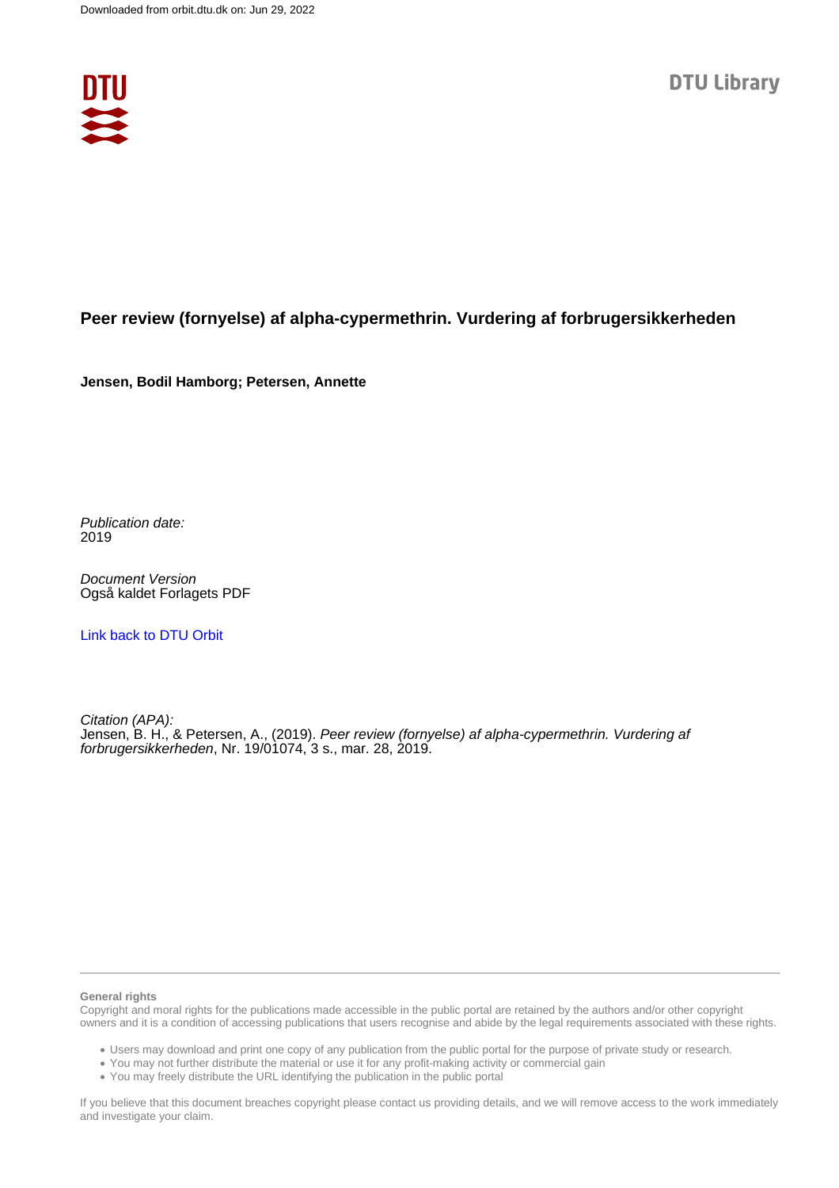Downloaded from orbit.dtu.dk on: Jun 29, 2022

DTU Library

# Peer review (fornyelse) af alpha-cypermethrin. Vurdering af forbrugersikkerheden

**Jensen, Bodil Hamborg; Petersen, Annette**

*Publication date:*
2019

*Document Version*
Også kaldet Forlagets PDF

[Link back to DTU Orbit](#)

*Citation (APA):*
Jensen, B. H., & Petersen, A., (2019). *Peer review (fornyelse) af alpha-cypermethrin. Vurdering af forbrugersikkerheden*, Nr. 19/01074, 3 s., mar. 28, 2019.

**General rights**

Copyright and moral rights for the publications made accessible in the public portal are retained by the authors and/or other copyright owners and it is a condition of accessing publications that users recognise and abide by the legal requirements associated with these rights.

- Users may download and print one copy of any publication from the public portal for the purpose of private study or research.
- You may not further distribute the material or use it for any profit-making activity or commercial gain
- You may freely distribute the URL identifying the publication in the public portal

If you believe that this document breaches copyright please contact us providing details, and we will remove access to the work immediately and investigate your claim.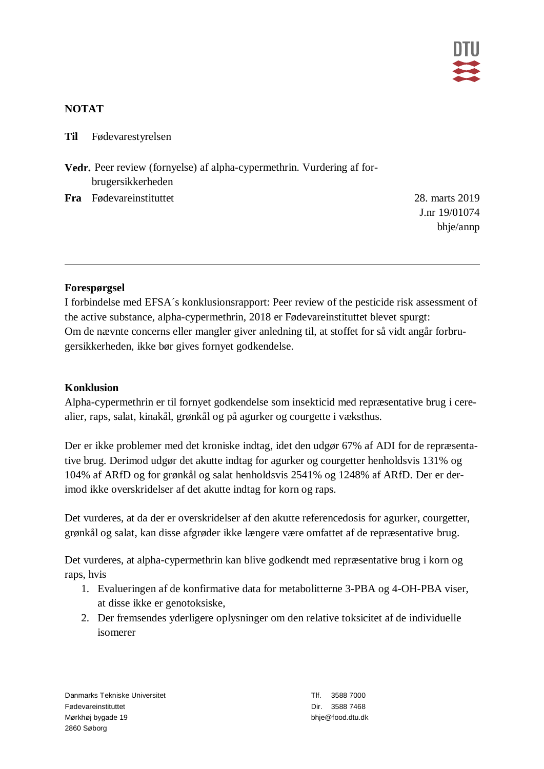**NOTAT**

**Til** Fødevarestyrelsen

**Vedr.** Peer review (fornyelse) af alpha-cypermethrin. Vurdering af forbrugersikkerheden

**Fra** Fødevareinstituttet

28. marts 2019
J.nr 19/01074
bhje/annp

---

**Forespørgsel**

I forbindelse med EFSA´s konklusionsrapport: Peer review of the pesticide risk assessment of the active substance, alpha-cypermethrin, 2018 er Fødevareinstituttet blevet spurgt: Om de nævnte concerns eller mangler giver anledning til, at stoffet for så vidt angår forbrugersikkerheden, ikke bør gives fornyet godkendelse.

**Konklusion**

Alpha-cypermethrin er til fornyet godkendelse som insekticid med repræsentative brug i cerealier, raps, salat, kinakål, grønkål og på agurker og courgette i væksthus.

Der er ikke problemer med det kroniske indtag, idet den udgør 67% af ADI for de repræsentative brug. Derimod udgør det akutte indtag for agurker og courgetter henholdsvis 131% og 104% af ARfD og for grønkål og salat henholdsvis 2541% og 1248% af ARfD. Der er derimod ikke overskridelser af det akutte indtag for korn og raps.

Det vurderes, at da der er overskridelser af den akutte referencedosis for agurker, courgetter, grønkål og salat, kan disse afgrøder ikke længere være omfattet af de repræsentative brug.

Det vurderes, at alpha-cypermethrin kan blive godkendt med repræsentative brug i korn og raps, hvis

1. Evalueringen af de konfirmative data for metabolitterne 3-PBA og 4-OH-PBA viser, at disse ikke er genotoksiske,
2. Der fremsendes yderligere oplysninger om den relative toksicitet af de individuelle isomerer

Danmarks Tekniske Universitet
Fødevareinstituttet
Mørkhøj bygade 19
2860 Søborg

Tlf. 3588 7000
Dir. 3588 7468
bhje@food.dtu.dk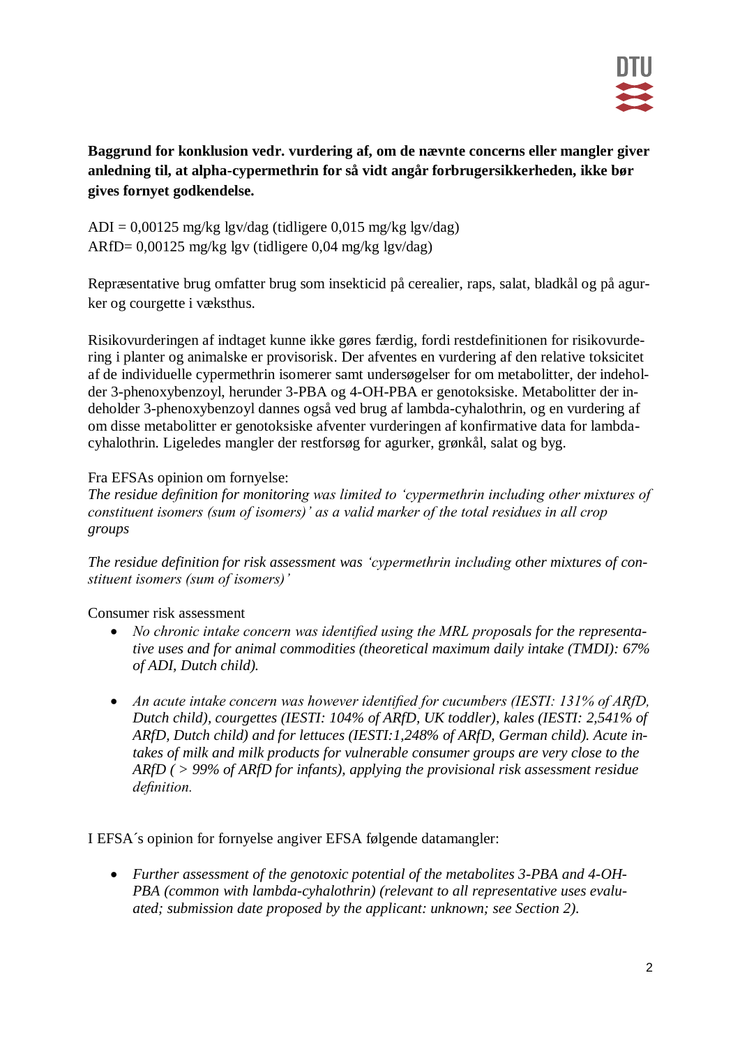**Baggrund for konklusion vedr. vurdering af, om de nævnte concerns eller mangler giver anledning til, at alpha-cypermethrin for så vidt angår forbrugersikkerheden, ikke bør gives fornyet godkendelse.**

ADI = 0,00125 mg/kg lgv/dag (tidligere 0,015 mg/kg lgv/dag)
ARfD= 0,00125 mg/kg lgv (tidligere 0,04 mg/kg lgv/dag)

Repræsentative brug omfatter brug som insekticid på cerealier, raps, salat, bladkål og på agurker og courgette i væksthus.

Risikovurderingen af indtaget kunne ikke gøres færdig, fordi restdefinitionen for risikovurdering i planter og animalske er provisorisk. Der afventes en vurdering af den relative toksicitet af de individuelle cypermethrin isomerer samt undersøgelser for om metabolitter, der indeholder 3-phenoxybenzoyl, herunder 3-PBA og 4-OH-PBA er genotoksiske. Metabolitter der indeholder 3-phenoxybenzoyl dannes også ved brug af lambda-cyhalothrin, og en vurdering af om disse metabolitter er genotoksiske afventer vurderingen af konfirmative data for lambda-cyhalothrin. Ligeledes mangler der restforsøg for agurker, grønkål, salat og byg.

Fra EFSAs opinion om fornyelse:
*The residue definition for monitoring was limited to 'cypermethrin including other mixtures of constituent isomers (sum of isomers)' as a valid marker of the total residues in all crop groups*

*The residue definition for risk assessment was 'cypermethrin including other mixtures of constituent isomers (sum of isomers)'*

Consumer risk assessment

- *No chronic intake concern was identified using the MRL proposals for the representative uses and for animal commodities (theoretical maximum daily intake (TMDI): 67% of ADI, Dutch child).*
- *An acute intake concern was however identified for cucumbers (IESTI: 131% of ARfD, Dutch child), courgettes (IESTI: 104% of ARfD, UK toddler), kales (IESTI: 2,541% of ARfD, Dutch child) and for lettuces (IESTI:1,248% of ARfD, German child). Acute intakes of milk and milk products for vulnerable consumer groups are very close to the ARfD ( > 99% of ARfD for infants), applying the provisional risk assessment residue definition.*

I EFSA´s opinion for fornyelse angiver EFSA følgende datamangler:

- *Further assessment of the genotoxic potential of the metabolites 3-PBA and 4-OH-PBA (common with lambda-cyhalothrin) (relevant to all representative uses evaluated; submission date proposed by the applicant: unknown; see Section 2).*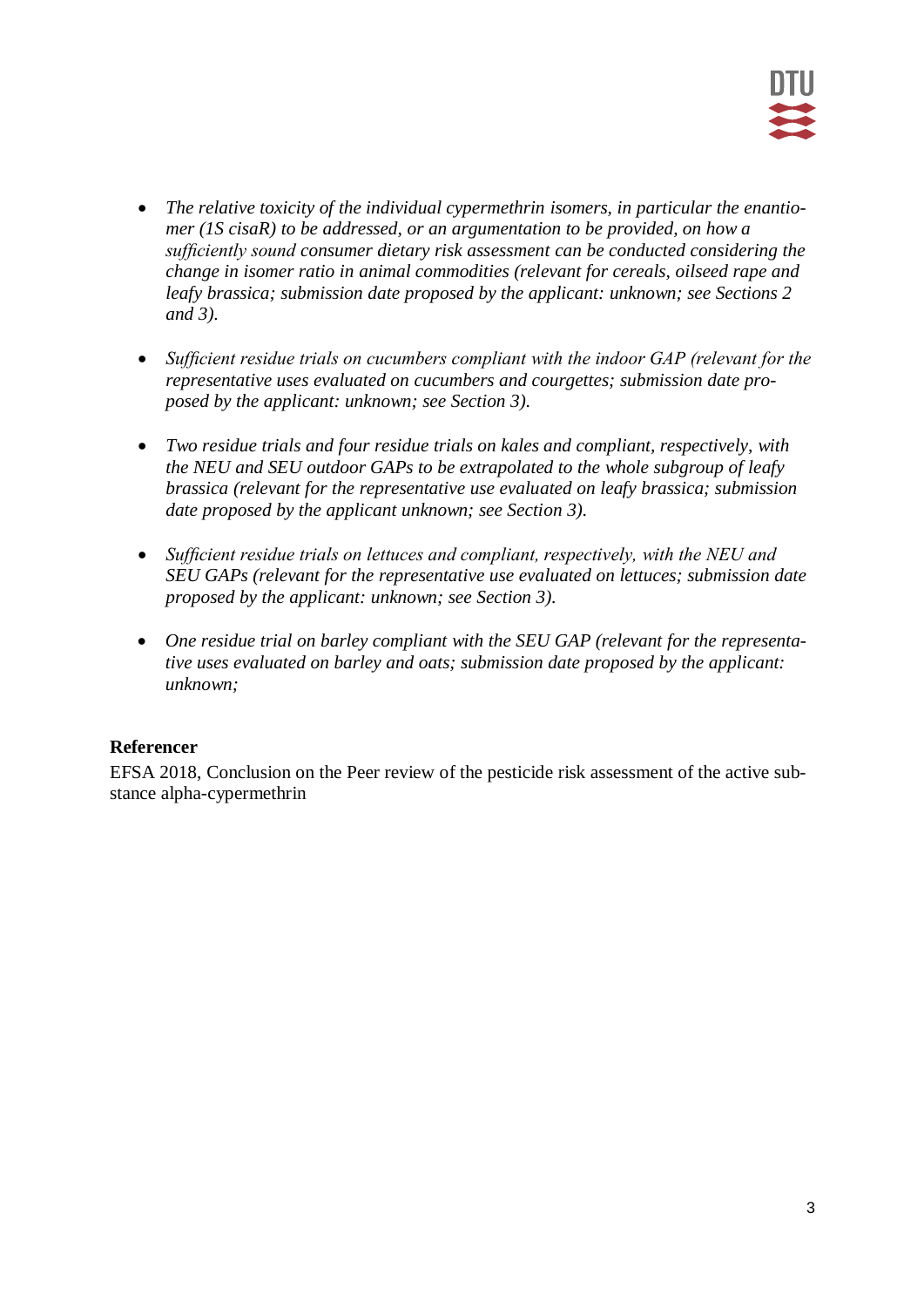- *The relative toxicity of the individual cypermethrin isomers, in particular the enantiomer (1S cisaR) to be addressed, or an argumentation to be provided, on how a sufficiently sound consumer dietary risk assessment can be conducted considering the change in isomer ratio in animal commodities (relevant for cereals, oilseed rape and leafy brassica; submission date proposed by the applicant: unknown; see Sections 2 and 3).*

- *Sufficient residue trials on cucumbers compliant with the indoor GAP (relevant for the representative uses evaluated on cucumbers and courgettes; submission date proposed by the applicant: unknown; see Section 3).*

- *Two residue trials and four residue trials on kales and compliant, respectively, with the NEU and SEU outdoor GAPs to be extrapolated to the whole subgroup of leafy brassica (relevant for the representative use evaluated on leafy brassica; submission date proposed by the applicant unknown; see Section 3).*

- *Sufficient residue trials on lettuces and compliant, respectively, with the NEU and SEU GAPs (relevant for the representative use evaluated on lettuces; submission date proposed by the applicant: unknown; see Section 3).*

- *One residue trial on barley compliant with the SEU GAP (relevant for the representative uses evaluated on barley and oats; submission date proposed by the applicant: unknown;*

**Referencer**

EFSA 2018, Conclusion on the Peer review of the pesticide risk assessment of the active substance alpha-cypermethrin